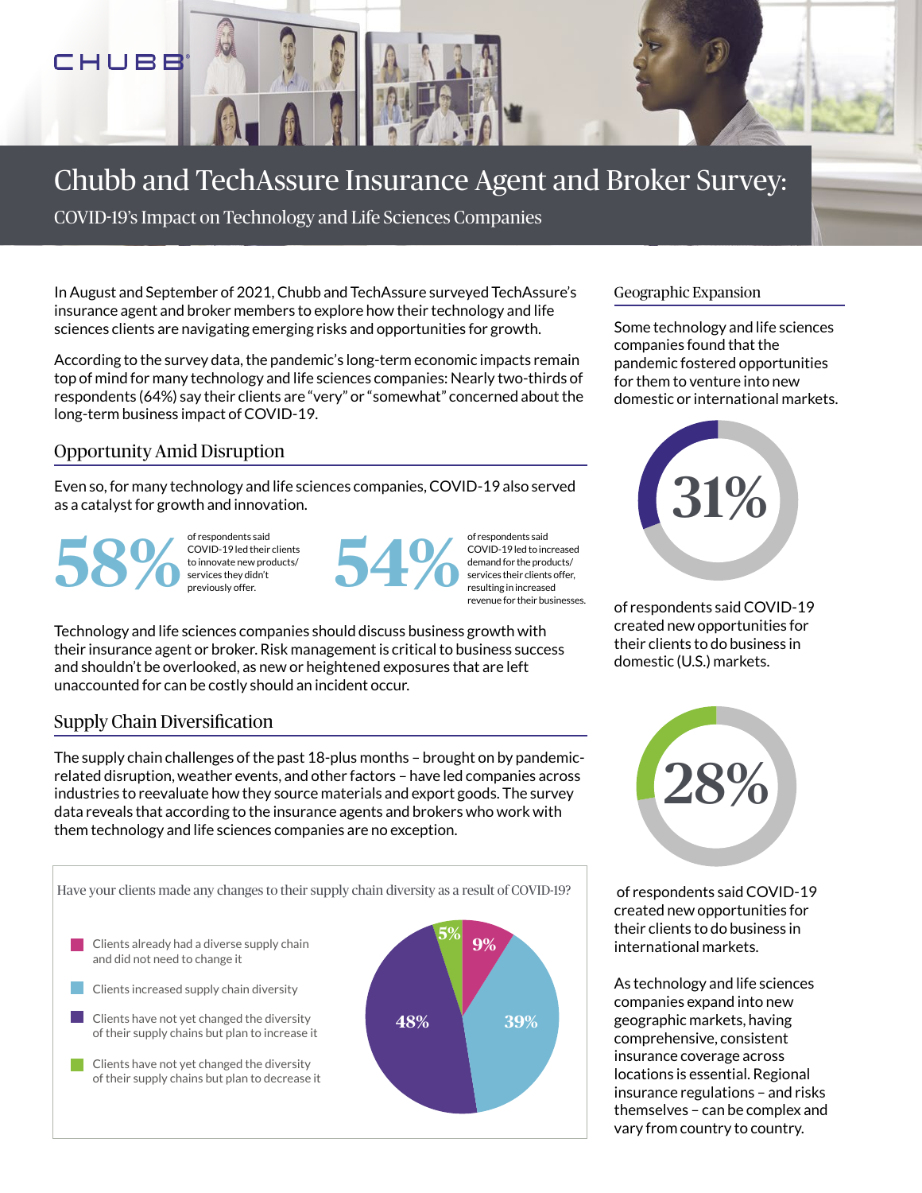CHUBB

# Chubb and TechAssure Insurance Agent and Broker Survey:

COVID-19's Impact on Technology and Life Sciences Companies

In August and September of 2021, Chubb and TechAssure surveyed TechAssure's insurance agent and broker members to explore how their technology and life sciences clients are navigating emerging risks and opportunities for growth.

According to the survey data, the pandemic's long-term economic impacts remain top of mind for many technology and life sciences companies: Nearly two-thirds of respondents (64%) say their clients are "very" or "somewhat" concerned about the long-term business impact of COVID-19.

## Opportunity Amid Disruption

Even so, for many technology and life sciences companies, COVID-19 also served as a catalyst for growth and innovation.

**58%** of respondents said COVID-19 led their clients to innovate new products/services they didn't previously offer.

**54%** of respondents said COVID-19 led to increased demand for the products/services their clients offer, resulting in increased revenue for their businesses.

Technology and life sciences companies should discuss business growth with their insurance agent or broker. Risk management is critical to business success and shouldn't be overlooked, as new or heightened exposures that are left unaccounted for can be costly should an incident occur.

## Supply Chain Diversification

The supply chain challenges of the past 18-plus months – brought on by pandemic-related disruption, weather events, and other factors – have led companies across industries to reevaluate how they source materials and export goods. The survey data reveals that according to the insurance agents and brokers who work with them technology and life sciences companies are no exception.

Have your clients made any changes to their supply chain diversity as a result of COVID-19?

| Response | Percentage |
|---|---|
| Clients already had a diverse supply chain and did not need to change it | 9% |
| Clients increased supply chain diversity | 39% |
| Clients have not yet changed the diversity of their supply chains but plan to increase it | 48% |
| Clients have not yet changed the diversity of their supply chains but plan to decrease it | 5% |

## Geographic Expansion

Some technology and life sciences companies found that the pandemic fostered opportunities for them to venture into new domestic or international markets.

**31%** of respondents said COVID-19 created new opportunities for their clients to do business in domestic (U.S.) markets.

**28%** of respondents said COVID-19 created new opportunities for their clients to do business in international markets.

As technology and life sciences companies expand into new geographic markets, having comprehensive, consistent insurance coverage across locations is essential. Regional insurance regulations – and risks themselves – can be complex and vary from country to country.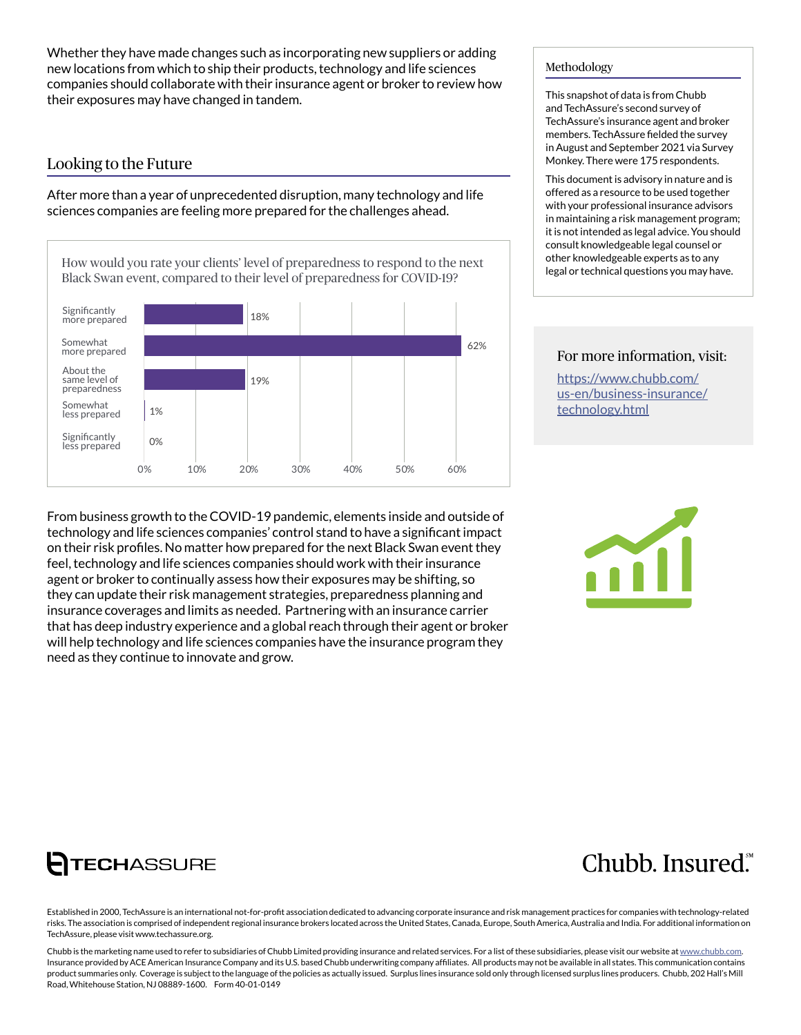Whether they have made changes such as incorporating new suppliers or adding new locations from which to ship their products, technology and life sciences companies should collaborate with their insurance agent or broker to review how their exposures may have changed in tandem.

## Looking to the Future

After more than a year of unprecedented disruption, many technology and life sciences companies are feeling more prepared for the challenges ahead.

How would you rate your clients' level of preparedness to respond to the next Black Swan event, compared to their level of preparedness for COVID-19?

Significantly more prepared 18%
Somewhat more prepared 62%
About the same level of preparedness 19%
Somewhat less prepared 1%
Significantly less prepared 0%

0% 10% 20% 30% 40% 50% 60%

From business growth to the COVID-19 pandemic, elements inside and outside of technology and life sciences companies' control stand to have a significant impact on their risk profiles. No matter how prepared for the next Black Swan event they feel, technology and life sciences companies should work with their insurance agent or broker to continually assess how their exposures may be shifting, so they can update their risk management strategies, preparedness planning and insurance coverages and limits as needed. Partnering with an insurance carrier that has deep industry experience and a global reach through their agent or broker will help technology and life sciences companies have the insurance program they need as they continue to innovate and grow.

### Methodology

This snapshot of data is from Chubb and TechAssure's second survey of TechAssure's insurance agent and broker members. TechAssure fielded the survey in August and September 2021 via Survey Monkey. There were 175 respondents.

This document is advisory in nature and is offered as a resource to be used together with your professional insurance advisors in maintaining a risk management program; it is not intended as legal advice. You should consult knowledgeable legal counsel or other knowledgeable experts as to any legal or technical questions you may have.

### For more information, visit:

https://www.chubb.com/us-en/business-insurance/technology.html

TECHASSURE

Chubb. Insured.℠

Established in 2000, TechAssure is an international not-for-profit association dedicated to advancing corporate insurance and risk management practices for companies with technology-related risks. The association is comprised of independent regional insurance brokers located across the United States, Canada, Europe, South America, Australia and India. For additional information on TechAssure, please visit www.techassure.org.

Chubb is the marketing name used to refer to subsidiaries of Chubb Limited providing insurance and related services. For a list of these subsidiaries, please visit our website at www.chubb.com. Insurance provided by ACE American Insurance Company and its U.S. based Chubb underwriting company affiliates. All products may not be available in all states. This communication contains product summaries only. Coverage is subject to the language of the policies as actually issued. Surplus lines insurance sold only through licensed surplus lines producers. Chubb, 202 Hall's Mill Road, Whitehouse Station, NJ 08889-1600. Form 40-01-0149